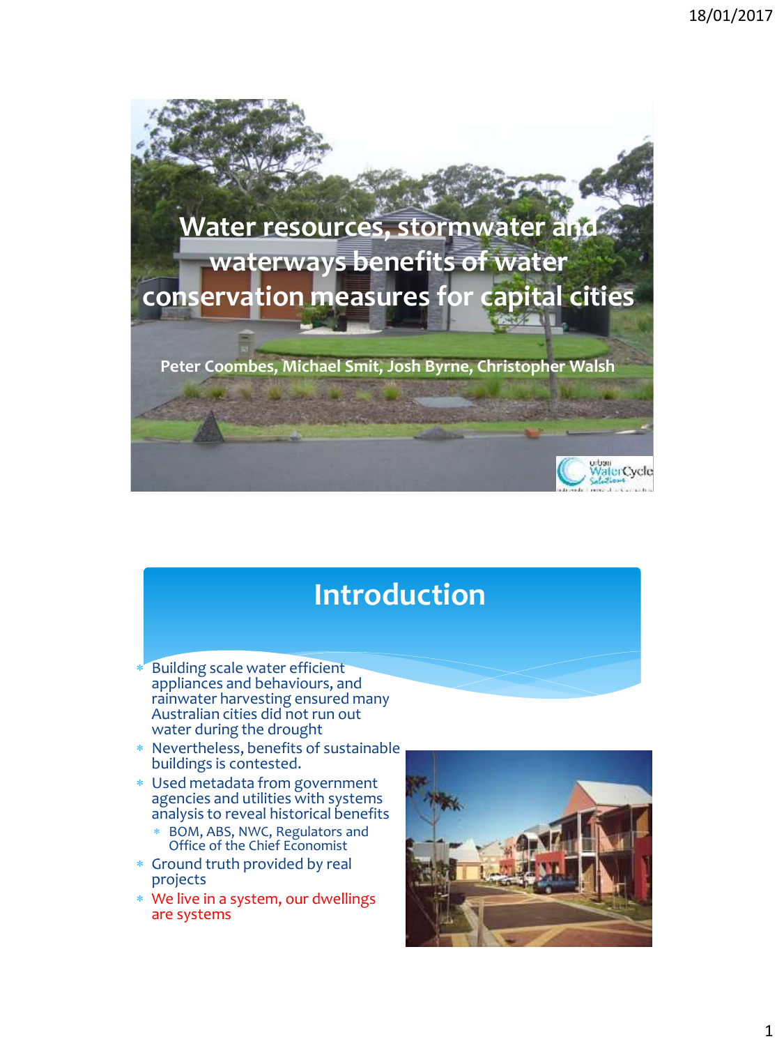# Water resources, stormwater and waterways benefits of water conservation measures for capital cities

Peter Coombes, Michael Smit, Josh Byrne, Christopher Walsh

## Introduction

- Building scale water efficient appliances and behaviours, and rainwater harvesting ensured many Australian cities did not run out water during the drought
- Nevertheless, benefits of sustainable buildings is contested.
- Used metadata from government agencies and utilities with systems analysis to reveal historical benefits
  - BOM, ABS, NWC, Regulators and Office of the Chief Economist
- Ground truth provided by real projects
- We live in a system, our dwellings are systems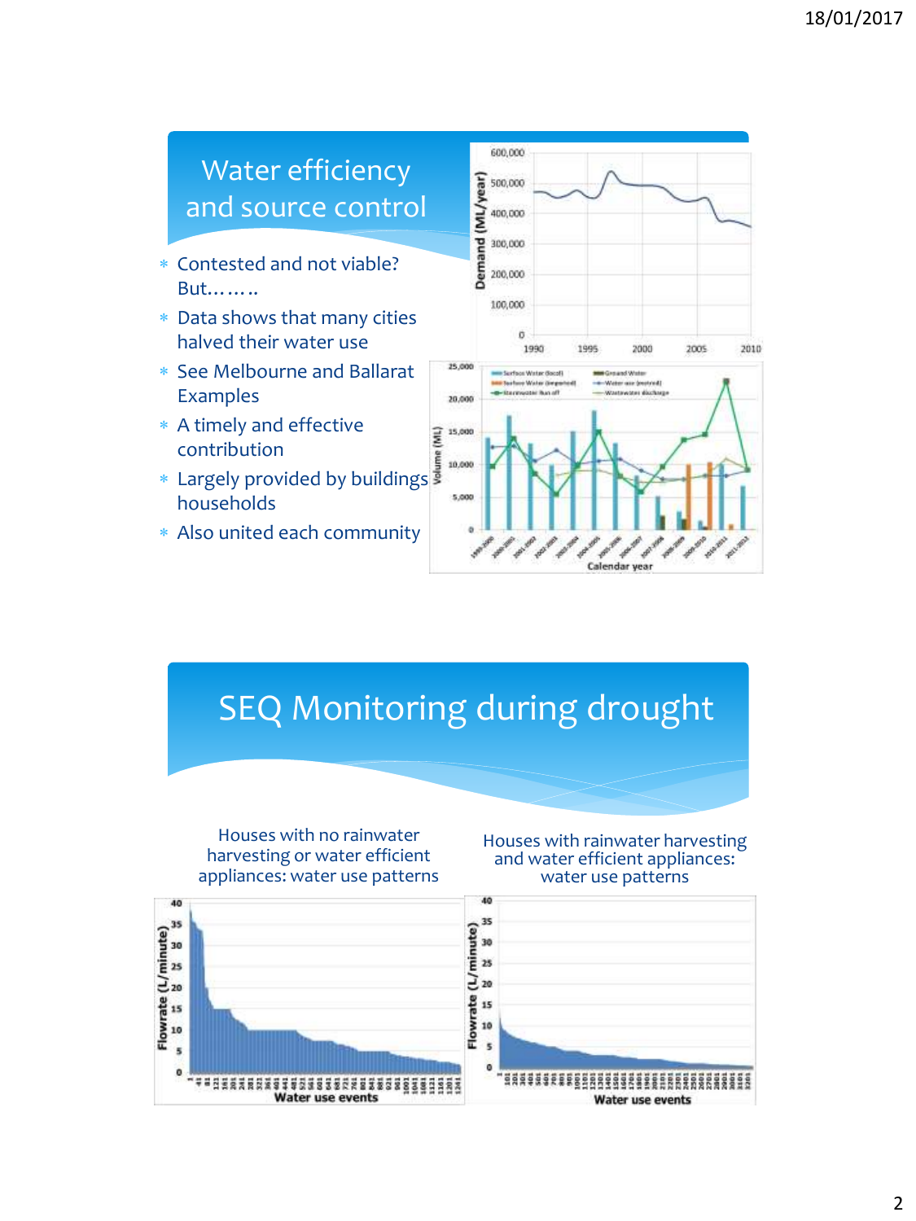## Water efficiency and source control

- Contested and not viable? But…….
- Data shows that many cities halved their water use
- See Melbourne and Ballarat Examples
- A timely and effective contribution
- Largely provided by buildings households
- Also united each community

## SEQ Monitoring during drought

Houses with no rainwater harvesting or water efficient appliances: water use patterns

Houses with rainwater harvesting and water efficient appliances: water use patterns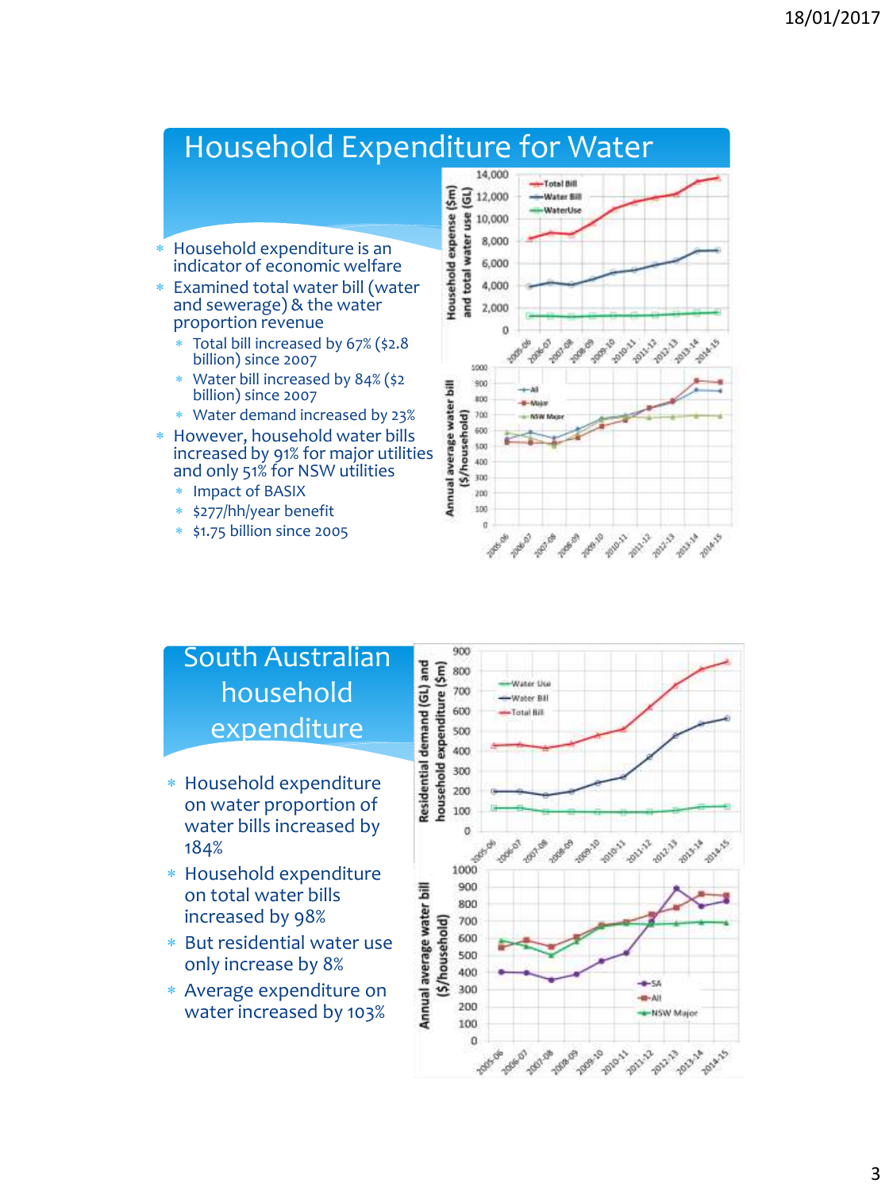# Household Expenditure for Water

- Household expenditure is an indicator of economic welfare
- Examined total water bill (water and sewerage) & the water proportion revenue
  - Total bill increased by 67% ($2.8 billion) since 2007
  - Water bill increased by 84% ($2 billion) since 2007
  - Water demand increased by 23%
- However, household water bills increased by 91% for major utilities and only 51% for NSW utilities
  - Impact of BASIX
  - $277/hh/year benefit
  - $1.75 billion since 2005

# South Australian household expenditure

- Household expenditure on water proportion of water bills increased by 184%
- Household expenditure on total water bills increased by 98%
- But residential water use only increase by 8%
- Average expenditure on water increased by 103%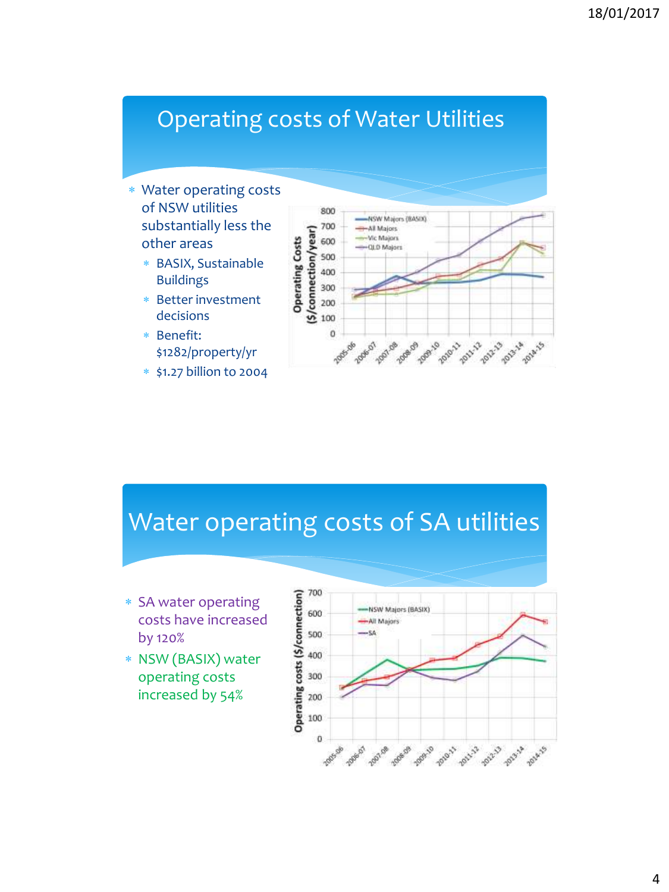## Operating costs of Water Utilities

- Water operating costs of NSW utilities substantially less the other areas
  - BASIX, Sustainable Buildings
  - Better investment decisions
  - Benefit: $1282/property/yr
  - $1.27 billion to 2004

## Water operating costs of SA utilities

- SA water operating costs have increased by 120%
- NSW (BASIX) water operating costs increased by 54%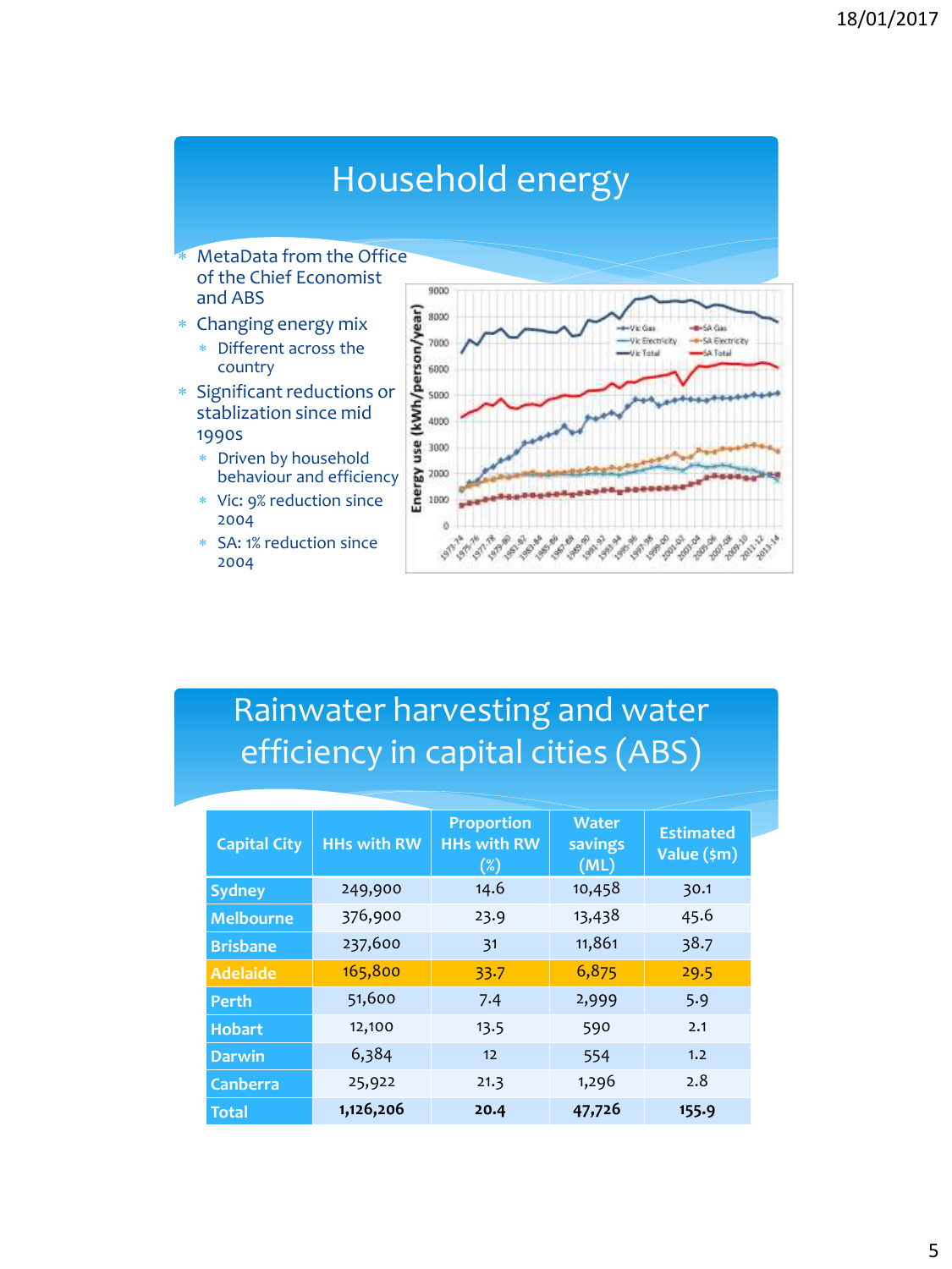# Household energy

- MetaData from the Office of the Chief Economist and ABS
- Changing energy mix
  - Different across the country
- Significant reductions or stablization since mid 1990s
  - Driven by household behaviour and efficiency
  - Vic: 9% reduction since 2004
  - SA: 1% reduction since 2004

# Rainwater harvesting and water efficiency in capital cities (ABS)

| Capital City | HHs with RW | Proportion HHs with RW (%) | Water savings (ML) | Estimated Value ($m) |
|---|---|---|---|---|
| Sydney | 249,900 | 14.6 | 10,458 | 30.1 |
| Melbourne | 376,900 | 23.9 | 13,438 | 45.6 |
| Brisbane | 237,600 | 31 | 11,861 | 38.7 |
| Adelaide | 165,800 | 33.7 | 6,875 | 29.5 |
| Perth | 51,600 | 7.4 | 2,999 | 5.9 |
| Hobart | 12,100 | 13.5 | 590 | 2.1 |
| Darwin | 6,384 | 12 | 554 | 1.2 |
| Canberra | 25,922 | 21.3 | 1,296 | 2.8 |
| **Total** | **1,126,206** | **20.4** | **47,726** | **155.9** |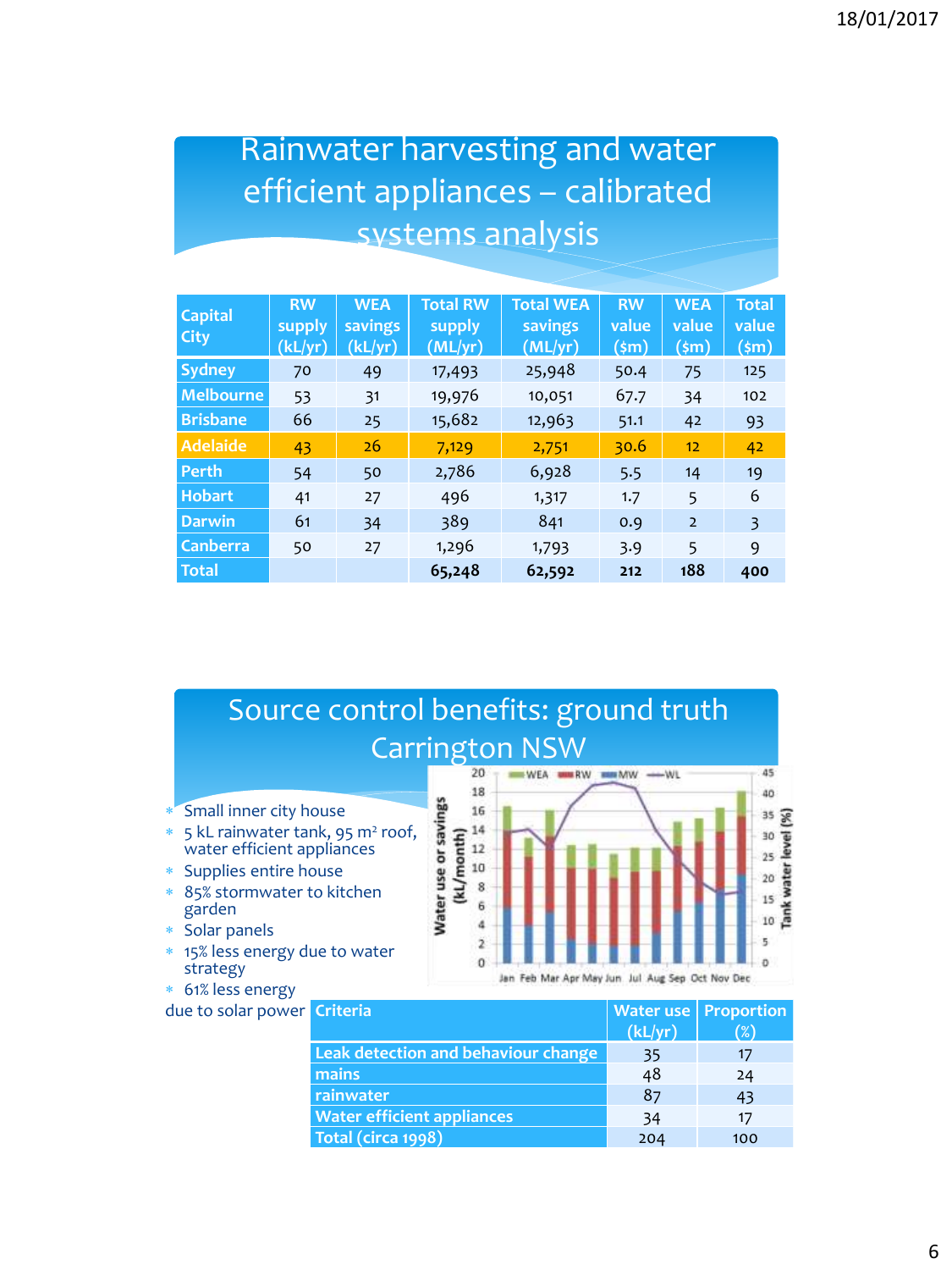## Rainwater harvesting and water efficient appliances – calibrated systems analysis

| Capital City | RW supply (kL/yr) | WEA savings (kL/yr) | Total RW supply (ML/yr) | Total WEA savings (ML/yr) | RW value ($m) | WEA value ($m) | Total value ($m) |
|---|---|---|---|---|---|---|---|
| Sydney | 70 | 49 | 17,493 | 25,948 | 50.4 | 75 | 125 |
| Melbourne | 53 | 31 | 19,976 | 10,051 | 67.7 | 34 | 102 |
| Brisbane | 66 | 25 | 15,682 | 12,963 | 51.1 | 42 | 93 |
| Adelaide | 43 | 26 | 7,129 | 2,751 | 30.6 | 12 | 42 |
| Perth | 54 | 50 | 2,786 | 6,928 | 5.5 | 14 | 19 |
| Hobart | 41 | 27 | 496 | 1,317 | 1.7 | 5 | 6 |
| Darwin | 61 | 34 | 389 | 841 | 0.9 | 2 | 3 |
| Canberra | 50 | 27 | 1,296 | 1,793 | 3.9 | 5 | 9 |
| Total | | | 65,248 | 62,592 | 212 | 188 | 400 |

## Source control benefits: ground truth Carrington NSW

- Small inner city house
- 5 kL rainwater tank, 95 m² roof, water efficient appliances
- Supplies entire house
- 85% stormwater to kitchen garden
- Solar panels
- 15% less energy due to water strategy
- 61% less energy due to solar power

| Criteria | Water use (kL/yr) | Proportion (%) |
|---|---|---|
| Leak detection and behaviour change | 35 | 17 |
| mains | 48 | 24 |
| rainwater | 87 | 43 |
| Water efficient appliances | 34 | 17 |
| Total (circa 1998) | 204 | 100 |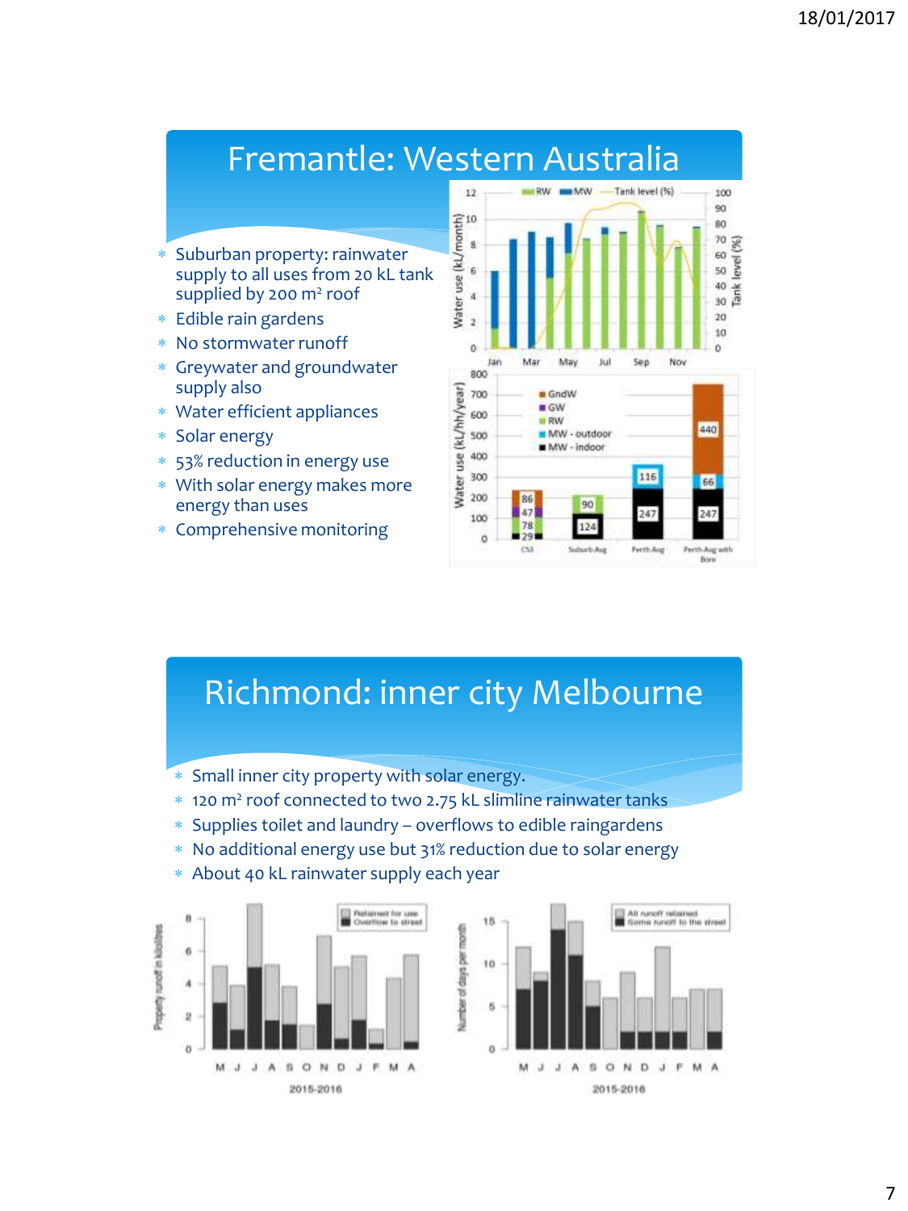## Fremantle: Western Australia

- Suburban property: rainwater supply to all uses from 20 kL tank supplied by 200 m² roof
- Edible rain gardens
- No stormwater runoff
- Greywater and groundwater supply also
- Water efficient appliances
- Solar energy
- 53% reduction in energy use
- With solar energy makes more energy than uses
- Comprehensive monitoring

## Richmond: inner city Melbourne

- Small inner city property with solar energy.
- 120 m² roof connected to two 2.75 kL slimline rainwater tanks
- Supplies toilet and laundry – overflows to edible raingardens
- No additional energy use but 31% reduction due to solar energy
- About 40 kL rainwater supply each year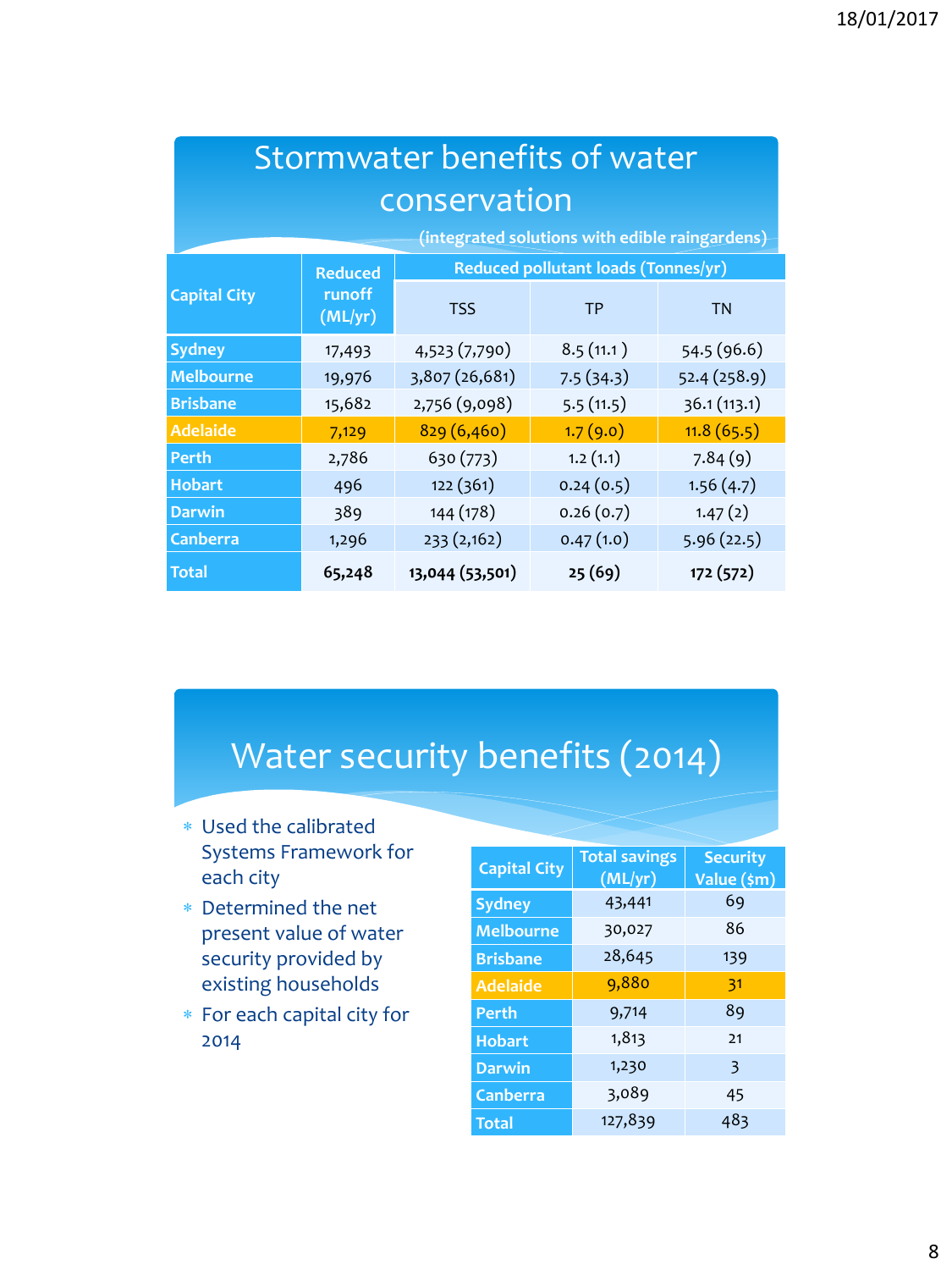# Stormwater benefits of water conservation

(integrated solutions with edible raingardens)

| Capital City | Reduced runoff (ML/yr) | Reduced pollutant loads (Tonnes/yr) | | |
|---|---|---|---|---|
| | | TSS | TP | TN |
| Sydney | 17,493 | 4,523 (7,790) | 8.5 (11.1 ) | 54.5 (96.6) |
| Melbourne | 19,976 | 3,807 (26,681) | 7.5 (34.3) | 52.4 (258.9) |
| Brisbane | 15,682 | 2,756 (9,098) | 5.5 (11.5) | 36.1 (113.1) |
| Adelaide | 7,129 | 829 (6,460) | 1.7 (9.0) | 11.8 (65.5) |
| Perth | 2,786 | 630 (773) | 1.2 (1.1) | 7.84 (9) |
| Hobart | 496 | 122 (361) | 0.24 (0.5) | 1.56 (4.7) |
| Darwin | 389 | 144 (178) | 0.26 (0.7) | 1.47 (2) |
| Canberra | 1,296 | 233 (2,162) | 0.47 (1.0) | 5.96 (22.5) |
| **Total** | **65,248** | **13,044 (53,501)** | **25 (69)** | **172 (572)** |

# Water security benefits (2014)

- Used the calibrated Systems Framework for each city
- Determined the net present value of water security provided by existing households
- For each capital city for 2014

| Capital City | Total savings (ML/yr) | Security Value ($m) |
|---|---|---|
| Sydney | 43,441 | 69 |
| Melbourne | 30,027 | 86 |
| Brisbane | 28,645 | 139 |
| Adelaide | 9,880 | 31 |
| Perth | 9,714 | 89 |
| Hobart | 1,813 | 21 |
| Darwin | 1,230 | 3 |
| Canberra | 3,089 | 45 |
| Total | 127,839 | 483 |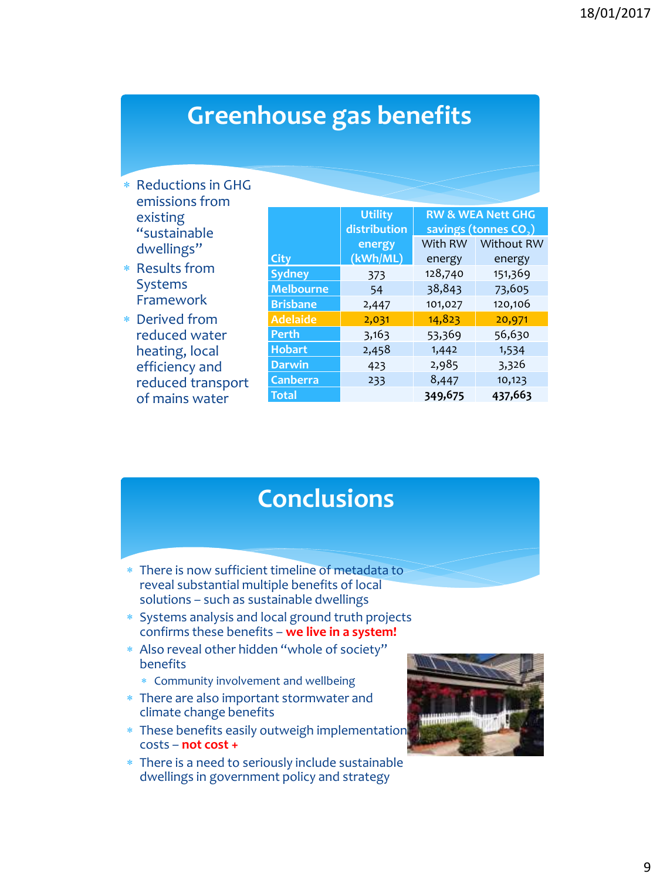# Greenhouse gas benefits

- Reductions in GHG emissions from existing "sustainable dwellings"
- Results from Systems Framework
- Derived from reduced water heating, local efficiency and reduced transport of mains water

| City | Utility distribution energy (kWh/ML) | RW & WEA Nett GHG savings (tonnes $CO_2$) | |
|---|---|---|---|
| | | With RW energy | Without RW energy |
| Sydney | 373 | 128,740 | 151,369 |
| Melbourne | 54 | 38,843 | 73,605 |
| Brisbane | 2,447 | 101,027 | 120,106 |
| Adelaide | 2,031 | 14,823 | 20,971 |
| Perth | 3,163 | 53,369 | 56,630 |
| Hobart | 2,458 | 1,442 | 1,534 |
| Darwin | 423 | 2,985 | 3,326 |
| Canberra | 233 | 8,447 | 10,123 |
| Total | | **349,675** | **437,663** |

# Conclusions

- There is now sufficient timeline of metadata to reveal substantial multiple benefits of local solutions – such as sustainable dwellings
- Systems analysis and local ground truth projects confirms these benefits – **we live in a system!**
- Also reveal other hidden "whole of society" benefits
  - Community involvement and wellbeing
- There are also important stormwater and climate change benefits
- These benefits easily outweigh implementation costs – **not cost +**
- There is a need to seriously include sustainable dwellings in government policy and strategy